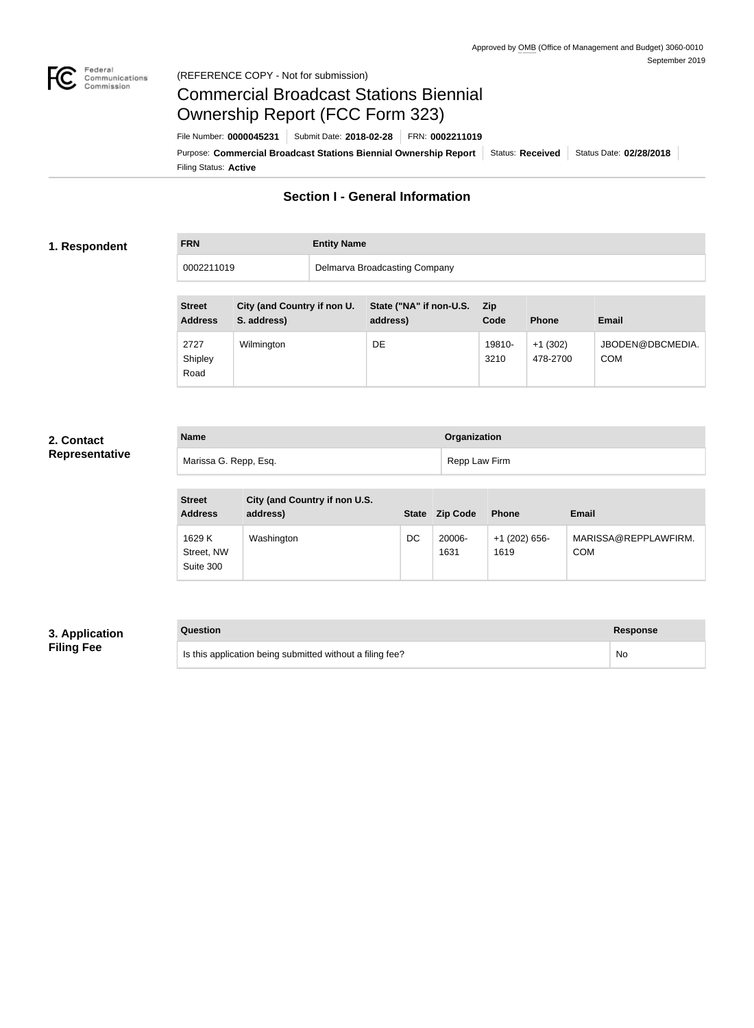Approved by OMB (Office of Management and Budget) 3060-0010
September 2019

(REFERENCE COPY - Not for submission)

# Commercial Broadcast Stations Biennial Ownership Report (FCC Form 323)

File Number: **0000045231** | Submit Date: **2018-02-28** | FRN: **0002211019**

Purpose: **Commercial Broadcast Stations Biennial Ownership Report** | Status: **Received** | Status Date: **02/28/2018**

Filing Status: **Active**

## Section I - General Information

### 1. Respondent

| FRN | Entity Name |
| --- | --- |
| 0002211019 | Delmarva Broadcasting Company |

| Street Address | City (and Country if non U.S. address) | State ("NA" if non-U.S. address) | Zip Code | Phone | Email |
| --- | --- | --- | --- | --- | --- |
| 2727 Shipley Road | Wilmington | DE | 19810-3210 | +1 (302) 478-2700 | JBODEN@DBCMEDIA.COM |

### 2. Contact Representative

| Name | Organization |
| --- | --- |
| Marissa G. Repp, Esq. | Repp Law Firm |

| Street Address | City (and Country if non U.S. address) | State | Zip Code | Phone | Email |
| --- | --- | --- | --- | --- | --- |
| 1629 K Street, NW Suite 300 | Washington | DC | 20006-1631 | +1 (202) 656-1619 | MARISSA@REPPLAWFIRM.COM |

### 3. Application Filing Fee

| Question | Response |
| --- | --- |
| Is this application being submitted without a filing fee? | No |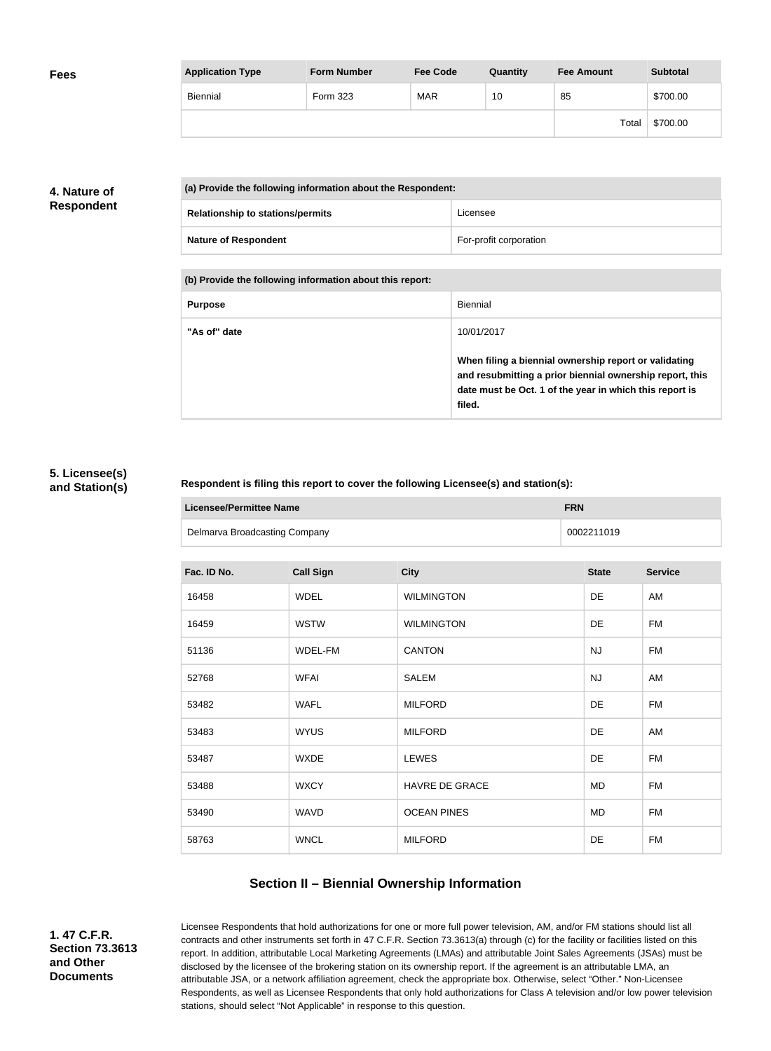## Fees

| Application Type | Form Number | Fee Code | Quantity | Fee Amount | Subtotal |
|---|---|---|---|---|---|
| Biennial | Form 323 | MAR | 10 | 85 | $700.00 |
| | | | | Total | $700.00 |

## 4. Nature of Respondent

| (a) Provide the following information about the Respondent: | |
|---|---|
| Relationship to stations/permits | Licensee |
| Nature of Respondent | For-profit corporation |

| (b) Provide the following information about this report: | |
|---|---|
| Purpose | Biennial |
| "As of" date | 10/01/2017<br><br>**When filing a biennial ownership report or validating and resubmitting a prior biennial ownership report, this date must be Oct. 1 of the year in which this report is filed.** |

## 5. Licensee(s) and Station(s)

**Respondent is filing this report to cover the following Licensee(s) and station(s):**

| Licensee/Permittee Name | FRN |
|---|---|
| Delmarva Broadcasting Company | 0002211019 |

| Fac. ID No. | Call Sign | City | State | Service |
|---|---|---|---|---|
| 16458 | WDEL | WILMINGTON | DE | AM |
| 16459 | WSTW | WILMINGTON | DE | FM |
| 51136 | WDEL-FM | CANTON | NJ | FM |
| 52768 | WFAI | SALEM | NJ | AM |
| 53482 | WAFL | MILFORD | DE | FM |
| 53483 | WYUS | MILFORD | DE | AM |
| 53487 | WXDE | LEWES | DE | FM |
| 53488 | WXCY | HAVRE DE GRACE | MD | FM |
| 53490 | WAVD | OCEAN PINES | MD | FM |
| 58763 | WNCL | MILFORD | DE | FM |

# Section II – Biennial Ownership Information

## 1. 47 C.F.R. Section 73.3613 and Other Documents

Licensee Respondents that hold authorizations for one or more full power television, AM, and/or FM stations should list all contracts and other instruments set forth in 47 C.F.R. Section 73.3613(a) through (c) for the facility or facilities listed on this report. In addition, attributable Local Marketing Agreements (LMAs) and attributable Joint Sales Agreements (JSAs) must be disclosed by the licensee of the brokering station on its ownership report. If the agreement is an attributable LMA, an attributable JSA, or a network affiliation agreement, check the appropriate box. Otherwise, select "Other." Non-Licensee Respondents, as well as Licensee Respondents that only hold authorizations for Class A television and/or low power television stations, should select "Not Applicable" in response to this question.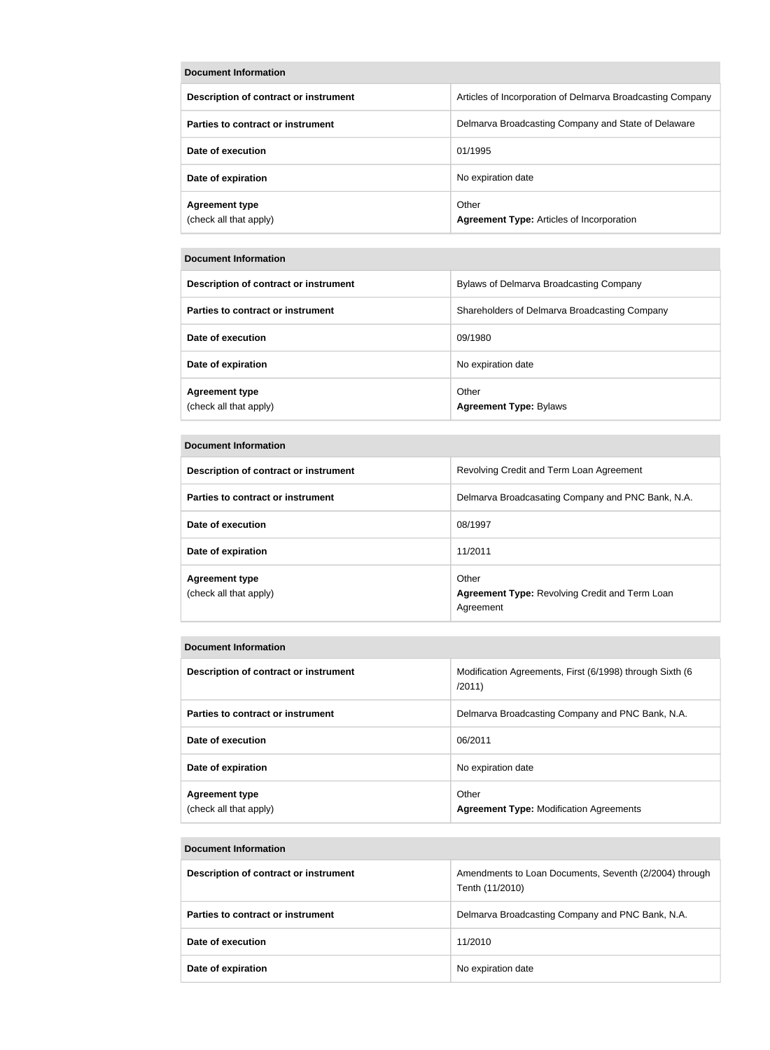| Document Information | |
|---|---|
| **Description of contract or instrument** | Articles of Incorporation of Delmarva Broadcasting Company |
| **Parties to contract or instrument** | Delmarva Broadcasting Company and State of Delaware |
| **Date of execution** | 01/1995 |
| **Date of expiration** | No expiration date |
| **Agreement type** (check all that apply) | Other **Agreement Type:** Articles of Incorporation |

| Document Information | |
|---|---|
| **Description of contract or instrument** | Bylaws of Delmarva Broadcasting Company |
| **Parties to contract or instrument** | Shareholders of Delmarva Broadcasting Company |
| **Date of execution** | 09/1980 |
| **Date of expiration** | No expiration date |
| **Agreement type** (check all that apply) | Other **Agreement Type:** Bylaws |

| Document Information | |
|---|---|
| **Description of contract or instrument** | Revolving Credit and Term Loan Agreement |
| **Parties to contract or instrument** | Delmarva Broadcasating Company and PNC Bank, N.A. |
| **Date of execution** | 08/1997 |
| **Date of expiration** | 11/2011 |
| **Agreement type** (check all that apply) | Other **Agreement Type:** Revolving Credit and Term Loan Agreement |

| Document Information | |
|---|---|
| **Description of contract or instrument** | Modification Agreements, First (6/1998) through Sixth (6 /2011) |
| **Parties to contract or instrument** | Delmarva Broadcasting Company and PNC Bank, N.A. |
| **Date of execution** | 06/2011 |
| **Date of expiration** | No expiration date |
| **Agreement type** (check all that apply) | Other **Agreement Type:** Modification Agreements |

| Document Information | |
|---|---|
| **Description of contract or instrument** | Amendments to Loan Documents, Seventh (2/2004) through Tenth (11/2010) |
| **Parties to contract or instrument** | Delmarva Broadcasting Company and PNC Bank, N.A. |
| **Date of execution** | 11/2010 |
| **Date of expiration** | No expiration date |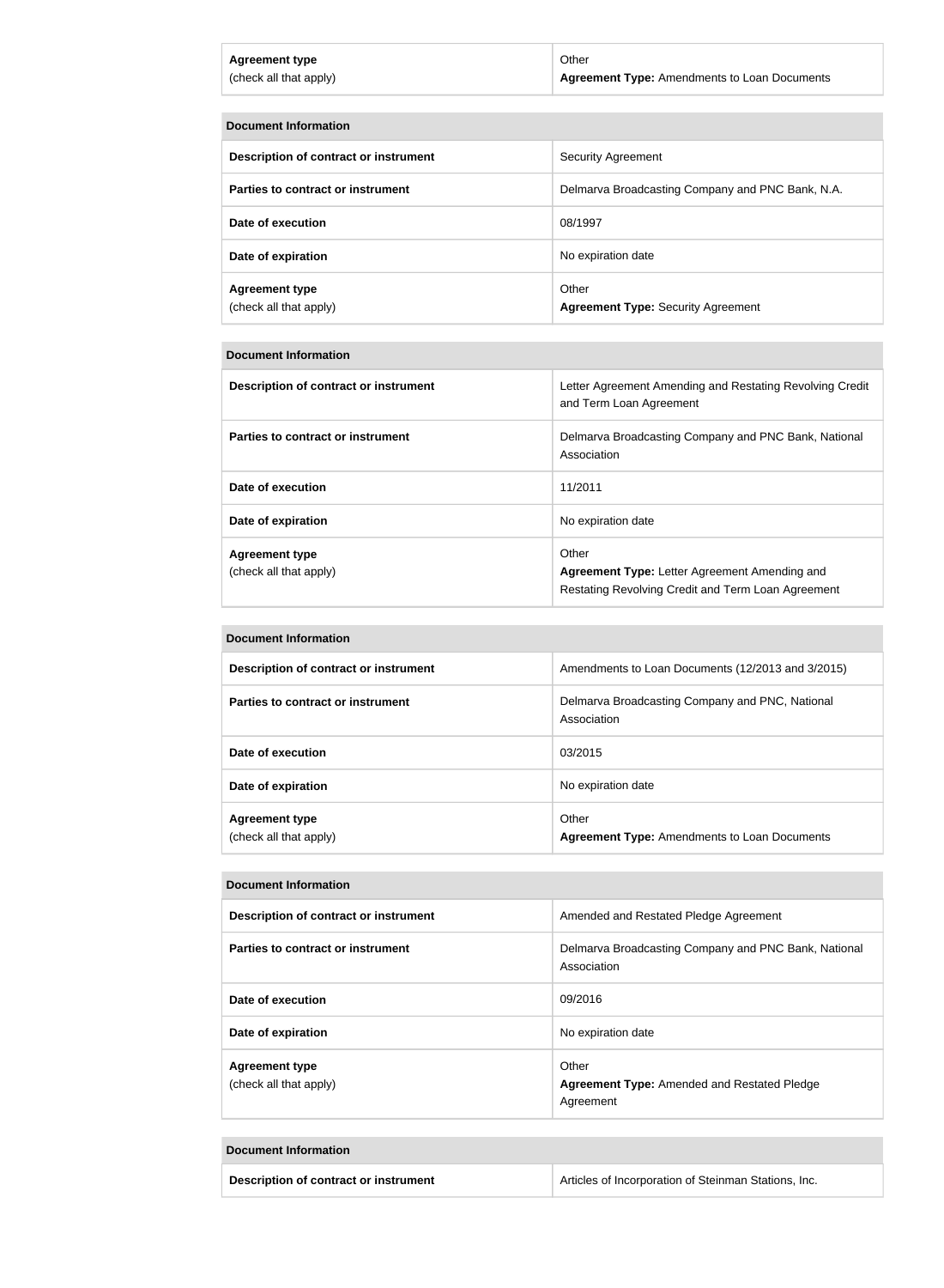| Agreement type (check all that apply) | Other **Agreement Type:** Amendments to Loan Documents |
|---|---|

| Document Information | |
|---|---|
| **Description of contract or instrument** | Security Agreement |
| **Parties to contract or instrument** | Delmarva Broadcasting Company and PNC Bank, N.A. |
| **Date of execution** | 08/1997 |
| **Date of expiration** | No expiration date |
| **Agreement type** (check all that apply) | Other **Agreement Type:** Security Agreement |

| Document Information | |
|---|---|
| **Description of contract or instrument** | Letter Agreement Amending and Restating Revolving Credit and Term Loan Agreement |
| **Parties to contract or instrument** | Delmarva Broadcasting Company and PNC Bank, National Association |
| **Date of execution** | 11/2011 |
| **Date of expiration** | No expiration date |
| **Agreement type** (check all that apply) | Other **Agreement Type:** Letter Agreement Amending and Restating Revolving Credit and Term Loan Agreement |

| Document Information | |
|---|---|
| **Description of contract or instrument** | Amendments to Loan Documents (12/2013 and 3/2015) |
| **Parties to contract or instrument** | Delmarva Broadcasting Company and PNC, National Association |
| **Date of execution** | 03/2015 |
| **Date of expiration** | No expiration date |
| **Agreement type** (check all that apply) | Other **Agreement Type:** Amendments to Loan Documents |

| Document Information | |
|---|---|
| **Description of contract or instrument** | Amended and Restated Pledge Agreement |
| **Parties to contract or instrument** | Delmarva Broadcasting Company and PNC Bank, National Association |
| **Date of execution** | 09/2016 |
| **Date of expiration** | No expiration date |
| **Agreement type** (check all that apply) | Other **Agreement Type:** Amended and Restated Pledge Agreement |

| Document Information | |
|---|---|
| **Description of contract or instrument** | Articles of Incorporation of Steinman Stations, Inc. |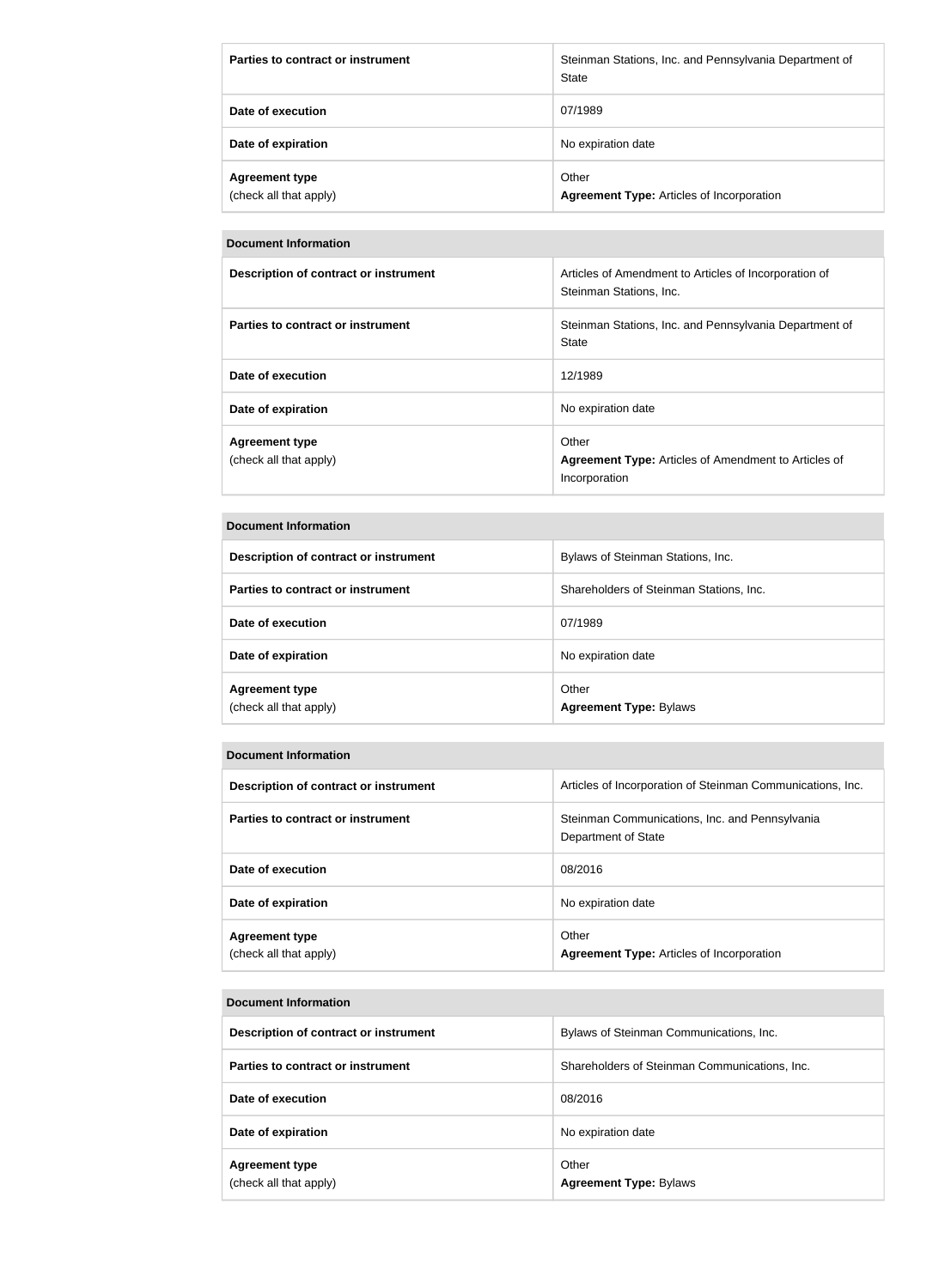| | |
|---|---|
| **Parties to contract or instrument** | Steinman Stations, Inc. and Pennsylvania Department of State |
| **Date of execution** | 07/1989 |
| **Date of expiration** | No expiration date |
| **Agreement type** (check all that apply) | Other **Agreement Type:** Articles of Incorporation |

| **Document Information** | |
|---|---|
| **Description of contract or instrument** | Articles of Amendment to Articles of Incorporation of Steinman Stations, Inc. |
| **Parties to contract or instrument** | Steinman Stations, Inc. and Pennsylvania Department of State |
| **Date of execution** | 12/1989 |
| **Date of expiration** | No expiration date |
| **Agreement type** (check all that apply) | Other **Agreement Type:** Articles of Amendment to Articles of Incorporation |

| **Document Information** | |
|---|---|
| **Description of contract or instrument** | Bylaws of Steinman Stations, Inc. |
| **Parties to contract or instrument** | Shareholders of Steinman Stations, Inc. |
| **Date of execution** | 07/1989 |
| **Date of expiration** | No expiration date |
| **Agreement type** (check all that apply) | Other **Agreement Type:** Bylaws |

| **Document Information** | |
|---|---|
| **Description of contract or instrument** | Articles of Incorporation of Steinman Communications, Inc. |
| **Parties to contract or instrument** | Steinman Communications, Inc. and Pennsylvania Department of State |
| **Date of execution** | 08/2016 |
| **Date of expiration** | No expiration date |
| **Agreement type** (check all that apply) | Other **Agreement Type:** Articles of Incorporation |

| **Document Information** | |
|---|---|
| **Description of contract or instrument** | Bylaws of Steinman Communications, Inc. |
| **Parties to contract or instrument** | Shareholders of Steinman Communications, Inc. |
| **Date of execution** | 08/2016 |
| **Date of expiration** | No expiration date |
| **Agreement type** (check all that apply) | Other **Agreement Type:** Bylaws |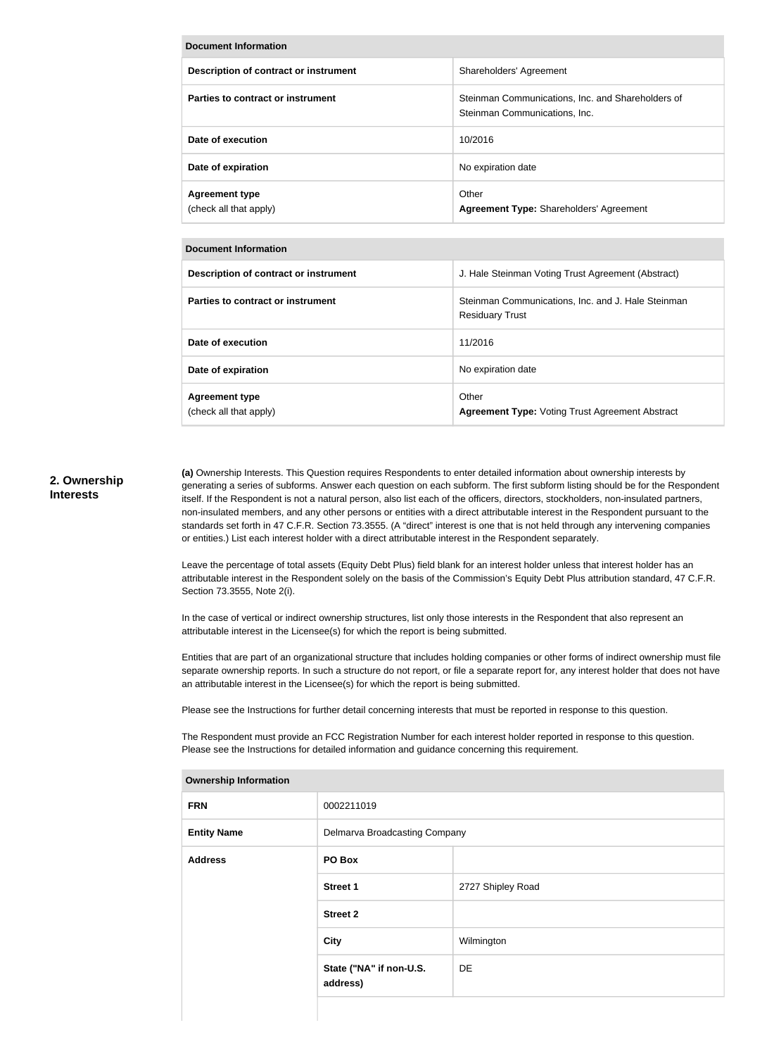| Document Information | |
| --- | --- |
| **Description of contract or instrument** | Shareholders' Agreement |
| **Parties to contract or instrument** | Steinman Communications, Inc. and Shareholders of Steinman Communications, Inc. |
| **Date of execution** | 10/2016 |
| **Date of expiration** | No expiration date |
| **Agreement type** (check all that apply) | Other **Agreement Type:** Shareholders' Agreement |

| Document Information | |
| --- | --- |
| **Description of contract or instrument** | J. Hale Steinman Voting Trust Agreement (Abstract) |
| **Parties to contract or instrument** | Steinman Communications, Inc. and J. Hale Steinman Residuary Trust |
| **Date of execution** | 11/2016 |
| **Date of expiration** | No expiration date |
| **Agreement type** (check all that apply) | Other **Agreement Type:** Voting Trust Agreement Abstract |

## 2. Ownership Interests

**(a)** Ownership Interests. This Question requires Respondents to enter detailed information about ownership interests by generating a series of subforms. Answer each question on each subform. The first subform listing should be for the Respondent itself. If the Respondent is not a natural person, also list each of the officers, directors, stockholders, non-insulated partners, non-insulated members, and any other persons or entities with a direct attributable interest in the Respondent pursuant to the standards set forth in 47 C.F.R. Section 73.3555. (A "direct" interest is one that is not held through any intervening companies or entities.) List each interest holder with a direct attributable interest in the Respondent separately.

Leave the percentage of total assets (Equity Debt Plus) field blank for an interest holder unless that interest holder has an attributable interest in the Respondent solely on the basis of the Commission's Equity Debt Plus attribution standard, 47 C.F.R. Section 73.3555, Note 2(i).

In the case of vertical or indirect ownership structures, list only those interests in the Respondent that also represent an attributable interest in the Licensee(s) for which the report is being submitted.

Entities that are part of an organizational structure that includes holding companies or other forms of indirect ownership must file separate ownership reports. In such a structure do not report, or file a separate report for, any interest holder that does not have an attributable interest in the Licensee(s) for which the report is being submitted.

Please see the Instructions for further detail concerning interests that must be reported in response to this question.

The Respondent must provide an FCC Registration Number for each interest holder reported in response to this question. Please see the Instructions for detailed information and guidance concerning this requirement.

| Ownership Information | | |
| --- | --- | --- |
| **FRN** | 0002211019 | |
| **Entity Name** | Delmarva Broadcasting Company | |
| **Address** | **PO Box** | |
| | **Street 1** | 2727 Shipley Road |
| | **Street 2** | |
| | **City** | Wilmington |
| | **State ("NA" if non-U.S. address)** | DE |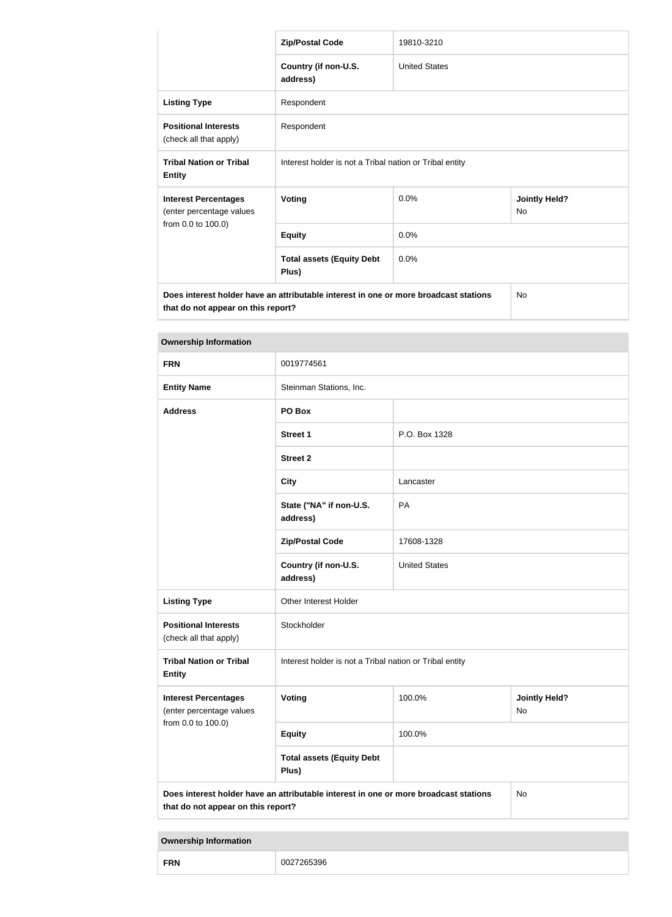| | | | |
|---|---|---|---|
| | **Zip/Postal Code** | 19810-3210 | |
| | **Country (if non-U.S. address)** | United States | |
| **Listing Type** | Respondent | | |
| **Positional Interests** (check all that apply) | Respondent | | |
| **Tribal Nation or Tribal Entity** | Interest holder is not a Tribal nation or Tribal entity | | |
| **Interest Percentages** (enter percentage values from 0.0 to 100.0) | **Voting** | 0.0% | **Jointly Held?** No |
| | **Equity** | 0.0% | |
| | **Total assets (Equity Debt Plus)** | 0.0% | |
| **Does interest holder have an attributable interest in one or more broadcast stations that do not appear on this report?** | | | No |

| **Ownership Information** | | | |
|---|---|---|---|
| **FRN** | 0019774561 | | |
| **Entity Name** | Steinman Stations, Inc. | | |
| **Address** | **PO Box** | | |
| | **Street 1** | P.O. Box 1328 | |
| | **Street 2** | | |
| | **City** | Lancaster | |
| | **State ("NA" if non-U.S. address)** | PA | |
| | **Zip/Postal Code** | 17608-1328 | |
| | **Country (if non-U.S. address)** | United States | |
| **Listing Type** | Other Interest Holder | | |
| **Positional Interests** (check all that apply) | Stockholder | | |
| **Tribal Nation or Tribal Entity** | Interest holder is not a Tribal nation or Tribal entity | | |
| **Interest Percentages** (enter percentage values from 0.0 to 100.0) | **Voting** | 100.0% | **Jointly Held?** No |
| | **Equity** | 100.0% | |
| | **Total assets (Equity Debt Plus)** | | |
| **Does interest holder have an attributable interest in one or more broadcast stations that do not appear on this report?** | | | No |

| **Ownership Information** | |
|---|---|
| **FRN** | 0027265396 |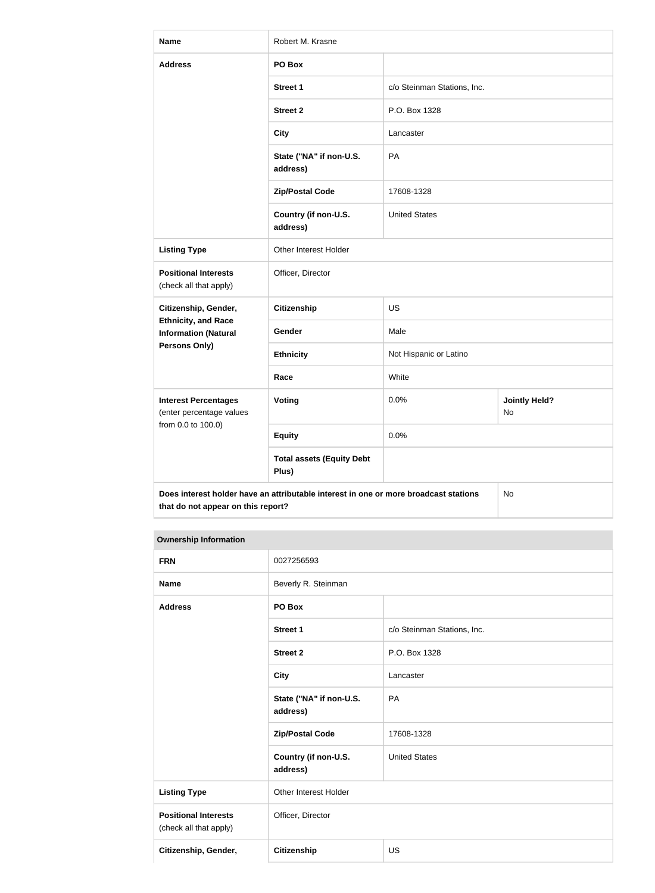| Name | Robert M. Krasne | | |
|---|---|---|---|
| Address | PO Box | | |
| | Street 1 | c/o Steinman Stations, Inc. | |
| | Street 2 | P.O. Box 1328 | |
| | City | Lancaster | |
| | State ("NA" if non-U.S. address) | PA | |
| | Zip/Postal Code | 17608-1328 | |
| | Country (if non-U.S. address) | United States | |
| Listing Type | Other Interest Holder | | |
| Positional Interests (check all that apply) | Officer, Director | | |
| Citizenship, Gender, Ethnicity, and Race Information (Natural Persons Only) | Citizenship | US | |
| | Gender | Male | |
| | Ethnicity | Not Hispanic or Latino | |
| | Race | White | |
| Interest Percentages (enter percentage values from 0.0 to 100.0) | Voting | 0.0% | Jointly Held? No |
| | Equity | 0.0% | |
| | Total assets (Equity Debt Plus) | | |
| Does interest holder have an attributable interest in one or more broadcast stations that do not appear on this report? | | | No |

**Ownership Information**

| FRN | 0027256593 | |
|---|---|---|
| Name | Beverly R. Steinman | |
| Address | PO Box | |
| | Street 1 | c/o Steinman Stations, Inc. |
| | Street 2 | P.O. Box 1328 |
| | City | Lancaster |
| | State ("NA" if non-U.S. address) | PA |
| | Zip/Postal Code | 17608-1328 |
| | Country (if non-U.S. address) | United States |
| Listing Type | Other Interest Holder | |
| Positional Interests (check all that apply) | Officer, Director | |
| Citizenship, Gender, | Citizenship | US |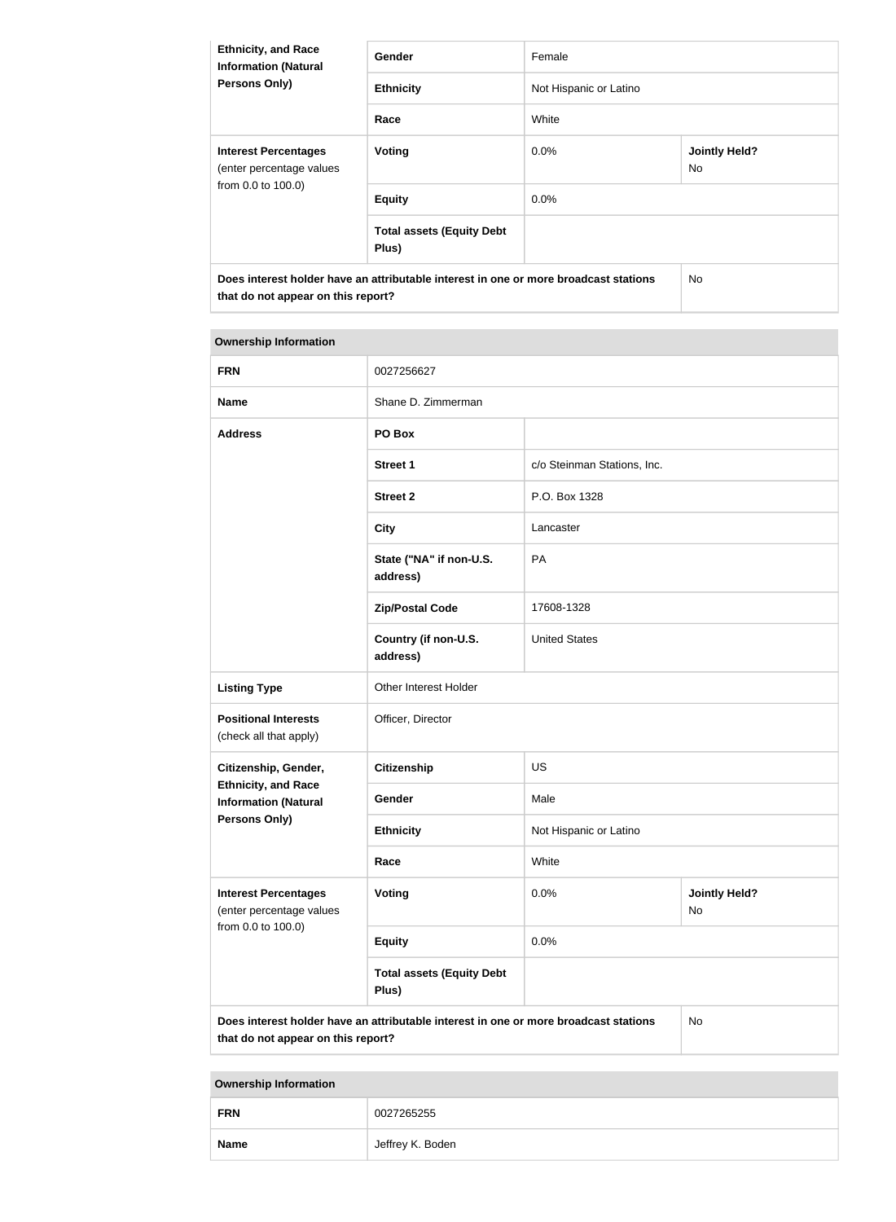| Ethnicity, and Race Information (Natural Persons Only) | Gender | Female | |
|---|---|---|---|
| | Ethnicity | Not Hispanic or Latino | |
| | Race | White | |
| **Interest Percentages** (enter percentage values from 0.0 to 100.0) | Voting | 0.0% | **Jointly Held?** No |
| | Equity | 0.0% | |
| | Total assets (Equity Debt Plus) | | |
| **Does interest holder have an attributable interest in one or more broadcast stations that do not appear on this report?** | | | No |

| Ownership Information | | | |
|---|---|---|---|
| **FRN** | 0027256627 | | |
| **Name** | Shane D. Zimmerman | | |
| **Address** | PO Box | | |
| | Street 1 | c/o Steinman Stations, Inc. | |
| | Street 2 | P.O. Box 1328 | |
| | City | Lancaster | |
| | State ("NA" if non-U.S. address) | PA | |
| | Zip/Postal Code | 17608-1328 | |
| | Country (if non-U.S. address) | United States | |
| **Listing Type** | Other Interest Holder | | |
| **Positional Interests** (check all that apply) | Officer, Director | | |
| **Citizenship, Gender, Ethnicity, and Race Information (Natural Persons Only)** | Citizenship | US | |
| | Gender | Male | |
| | Ethnicity | Not Hispanic or Latino | |
| | Race | White | |
| **Interest Percentages** (enter percentage values from 0.0 to 100.0) | Voting | 0.0% | **Jointly Held?** No |
| | Equity | 0.0% | |
| | Total assets (Equity Debt Plus) | | |
| **Does interest holder have an attributable interest in one or more broadcast stations that do not appear on this report?** | | | No |

| Ownership Information | |
|---|---|
| **FRN** | 0027265255 |
| **Name** | Jeffrey K. Boden |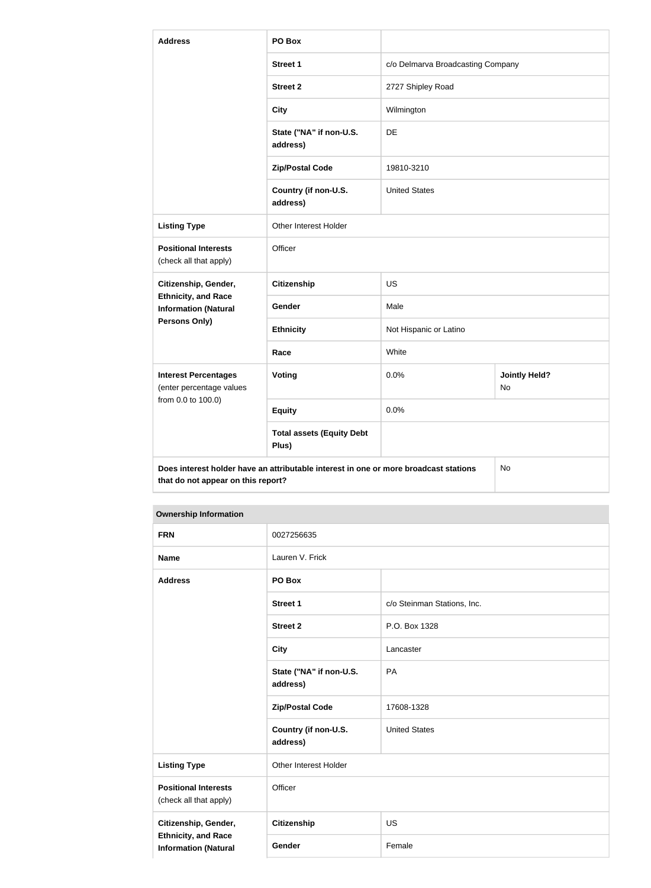| Address | PO Box | | |
|---|---|---|---|
| | Street 1 | c/o Delmarva Broadcasting Company | |
| | Street 2 | 2727 Shipley Road | |
| | City | Wilmington | |
| | State ("NA" if non-U.S. address) | DE | |
| | Zip/Postal Code | 19810-3210 | |
| | Country (if non-U.S. address) | United States | |
| Listing Type | Other Interest Holder | | |
| Positional Interests (check all that apply) | Officer | | |
| Citizenship, Gender, Ethnicity, and Race Information (Natural Persons Only) | Citizenship | US | |
| | Gender | Male | |
| | Ethnicity | Not Hispanic or Latino | |
| | Race | White | |
| Interest Percentages (enter percentage values from 0.0 to 100.0) | Voting | 0.0% | Jointly Held? No |
| | Equity | 0.0% | |
| | Total assets (Equity Debt Plus) | | |
| Does interest holder have an attributable interest in one or more broadcast stations that do not appear on this report? | | | No |

**Ownership Information**

| FRN | 0027256635 | |
|---|---|---|
| Name | Lauren V. Frick | |
| Address | PO Box | |
| | Street 1 | c/o Steinman Stations, Inc. |
| | Street 2 | P.O. Box 1328 |
| | City | Lancaster |
| | State ("NA" if non-U.S. address) | PA |
| | Zip/Postal Code | 17608-1328 |
| | Country (if non-U.S. address) | United States |
| Listing Type | Other Interest Holder | |
| Positional Interests (check all that apply) | Officer | |
| Citizenship, Gender, Ethnicity, and Race Information (Natural | Citizenship | US |
| | Gender | Female |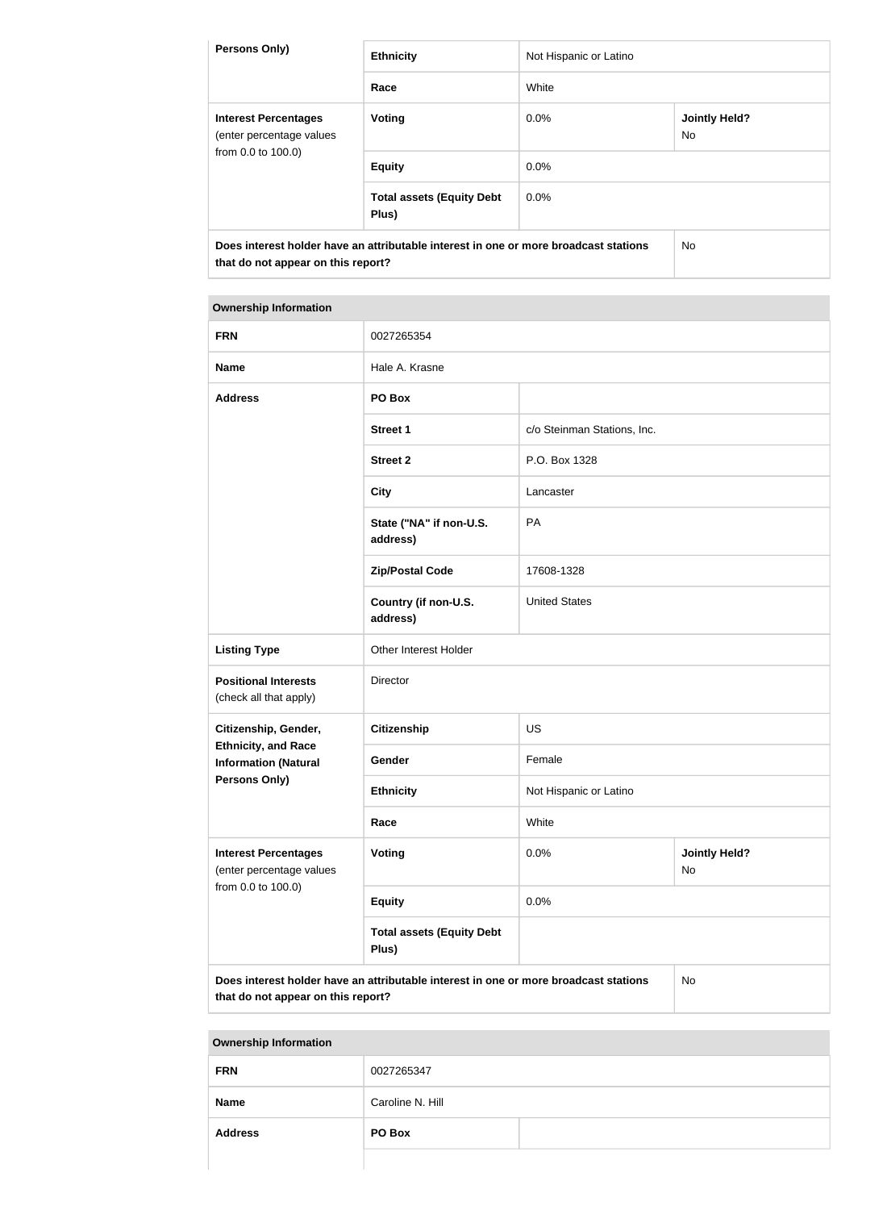| Persons Only) | Ethnicity | Not Hispanic or Latino | |
|---|---|---|---|
| | Race | White | |
| Interest Percentages (enter percentage values from 0.0 to 100.0) | Voting | 0.0% | Jointly Held? No |
| | Equity | 0.0% | |
| | Total assets (Equity Debt Plus) | 0.0% | |
| Does interest holder have an attributable interest in one or more broadcast stations that do not appear on this report? | | | No |

| Ownership Information | | | |
|---|---|---|---|
| FRN | 0027265354 | | |
| Name | Hale A. Krasne | | |
| Address | PO Box | | |
| | Street 1 | c/o Steinman Stations, Inc. | |
| | Street 2 | P.O. Box 1328 | |
| | City | Lancaster | |
| | State ("NA" if non-U.S. address) | PA | |
| | Zip/Postal Code | 17608-1328 | |
| | Country (if non-U.S. address) | United States | |
| Listing Type | Other Interest Holder | | |
| Positional Interests (check all that apply) | Director | | |
| Citizenship, Gender, Ethnicity, and Race Information (Natural Persons Only) | Citizenship | US | |
| | Gender | Female | |
| | Ethnicity | Not Hispanic or Latino | |
| | Race | White | |
| Interest Percentages (enter percentage values from 0.0 to 100.0) | Voting | 0.0% | Jointly Held? No |
| | Equity | 0.0% | |
| | Total assets (Equity Debt Plus) | | |
| Does interest holder have an attributable interest in one or more broadcast stations that do not appear on this report? | | | No |

| Ownership Information | | |
|---|---|---|
| FRN | 0027265347 | |
| Name | Caroline N. Hill | |
| Address | PO Box | |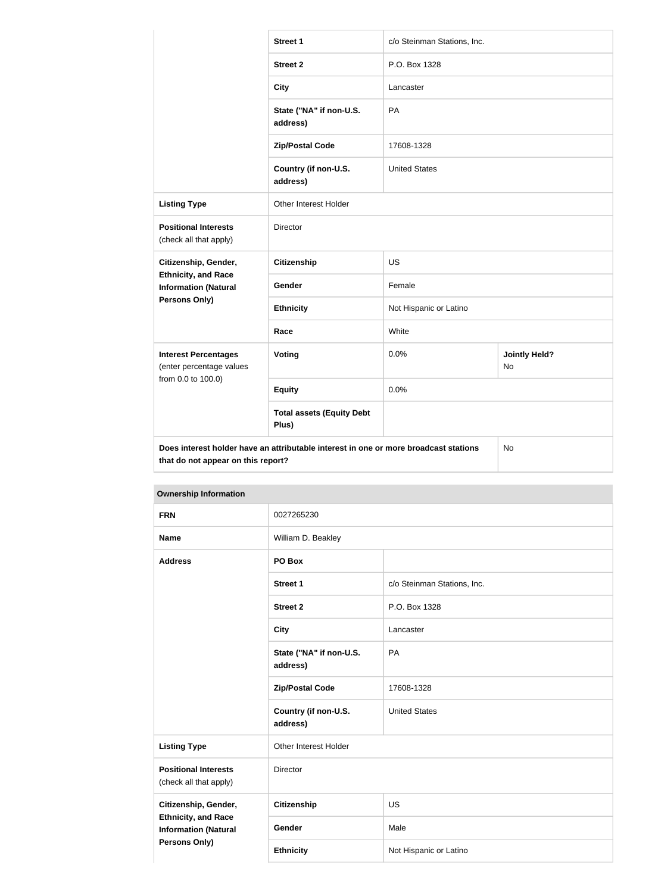| | | | |
|---|---|---|---|
| | Street 1 | c/o Steinman Stations, Inc. | |
| | Street 2 | P.O. Box 1328 | |
| | City | Lancaster | |
| | State ("NA" if non-U.S. address) | PA | |
| | Zip/Postal Code | 17608-1328 | |
| | Country (if non-U.S. address) | United States | |
| **Listing Type** | Other Interest Holder | | |
| **Positional Interests** (check all that apply) | Director | | |
| **Citizenship, Gender, Ethnicity, and Race Information (Natural Persons Only)** | **Citizenship** | US | |
| | **Gender** | Female | |
| | **Ethnicity** | Not Hispanic or Latino | |
| | **Race** | White | |
| **Interest Percentages** (enter percentage values from 0.0 to 100.0) | **Voting** | 0.0% | **Jointly Held?** No |
| | **Equity** | 0.0% | |
| | **Total assets (Equity Debt Plus)** | | |
| **Does interest holder have an attributable interest in one or more broadcast stations that do not appear on this report?** | | | No |

**Ownership Information**

| | | | |
|---|---|---|---|
| **FRN** | 0027265230 | | |
| **Name** | William D. Beakley | | |
| **Address** | **PO Box** | | |
| | **Street 1** | c/o Steinman Stations, Inc. | |
| | **Street 2** | P.O. Box 1328 | |
| | **City** | Lancaster | |
| | **State ("NA" if non-U.S. address)** | PA | |
| | **Zip/Postal Code** | 17608-1328 | |
| | **Country (if non-U.S. address)** | United States | |
| **Listing Type** | Other Interest Holder | | |
| **Positional Interests** (check all that apply) | Director | | |
| **Citizenship, Gender, Ethnicity, and Race Information (Natural Persons Only)** | **Citizenship** | US | |
| | **Gender** | Male | |
| | **Ethnicity** | Not Hispanic or Latino | |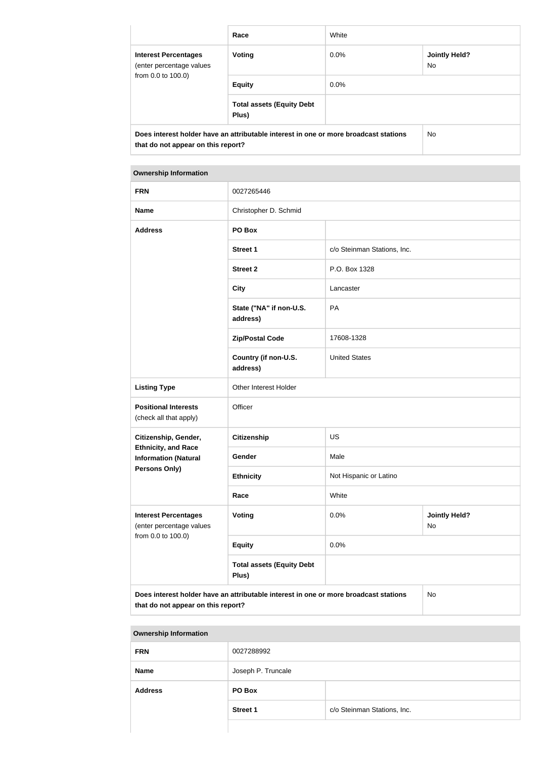| | Race | White | |
|---|---|---|---|
| **Interest Percentages** (enter percentage values from 0.0 to 100.0) | **Voting** | 0.0% | **Jointly Held?** No |
| | **Equity** | 0.0% | |
| | **Total assets (Equity Debt Plus)** | | |
| **Does interest holder have an attributable interest in one or more broadcast stations that do not appear on this report?** | | | No |

| **Ownership Information** | | | |
|---|---|---|---|
| **FRN** | 0027265446 | | |
| **Name** | Christopher D. Schmid | | |
| **Address** | **PO Box** | | |
| | **Street 1** | c/o Steinman Stations, Inc. | |
| | **Street 2** | P.O. Box 1328 | |
| | **City** | Lancaster | |
| | **State ("NA" if non-U.S. address)** | PA | |
| | **Zip/Postal Code** | 17608-1328 | |
| | **Country (if non-U.S. address)** | United States | |
| **Listing Type** | Other Interest Holder | | |
| **Positional Interests** (check all that apply) | Officer | | |
| **Citizenship, Gender, Ethnicity, and Race Information (Natural Persons Only)** | **Citizenship** | US | |
| | **Gender** | Male | |
| | **Ethnicity** | Not Hispanic or Latino | |
| | **Race** | White | |
| **Interest Percentages** (enter percentage values from 0.0 to 100.0) | **Voting** | 0.0% | **Jointly Held?** No |
| | **Equity** | 0.0% | |
| | **Total assets (Equity Debt Plus)** | | |
| **Does interest holder have an attributable interest in one or more broadcast stations that do not appear on this report?** | | | No |

| **Ownership Information** | | |
|---|---|---|
| **FRN** | 0027288992 | |
| **Name** | Joseph P. Truncale | |
| **Address** | **PO Box** | |
| | **Street 1** | c/o Steinman Stations, Inc. |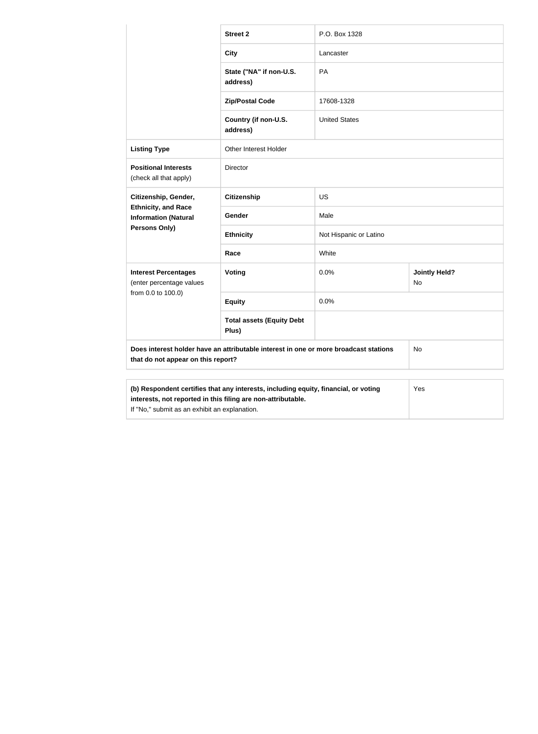| | | | |
|---|---|---|---|
| | **Street 2** | P.O. Box 1328 | |
| | **City** | Lancaster | |
| | **State ("NA" if non-U.S. address)** | PA | |
| | **Zip/Postal Code** | 17608-1328 | |
| | **Country (if non-U.S. address)** | United States | |
| **Listing Type** | Other Interest Holder | | |
| **Positional Interests** (check all that apply) | Director | | |
| **Citizenship, Gender, Ethnicity, and Race Information (Natural Persons Only)** | **Citizenship** | US | |
| | **Gender** | Male | |
| | **Ethnicity** | Not Hispanic or Latino | |
| | **Race** | White | |
| **Interest Percentages** (enter percentage values from 0.0 to 100.0) | **Voting** | 0.0% | **Jointly Held?** No |
| | **Equity** | 0.0% | |
| | **Total assets (Equity Debt Plus)** | | |
| **Does interest holder have an attributable interest in one or more broadcast stations that do not appear on this report?** | | | No |

| | |
|---|---|
| **(b) Respondent certifies that any interests, including equity, financial, or voting interests, not reported in this filing are non-attributable.** If "No," submit as an exhibit an explanation. | Yes |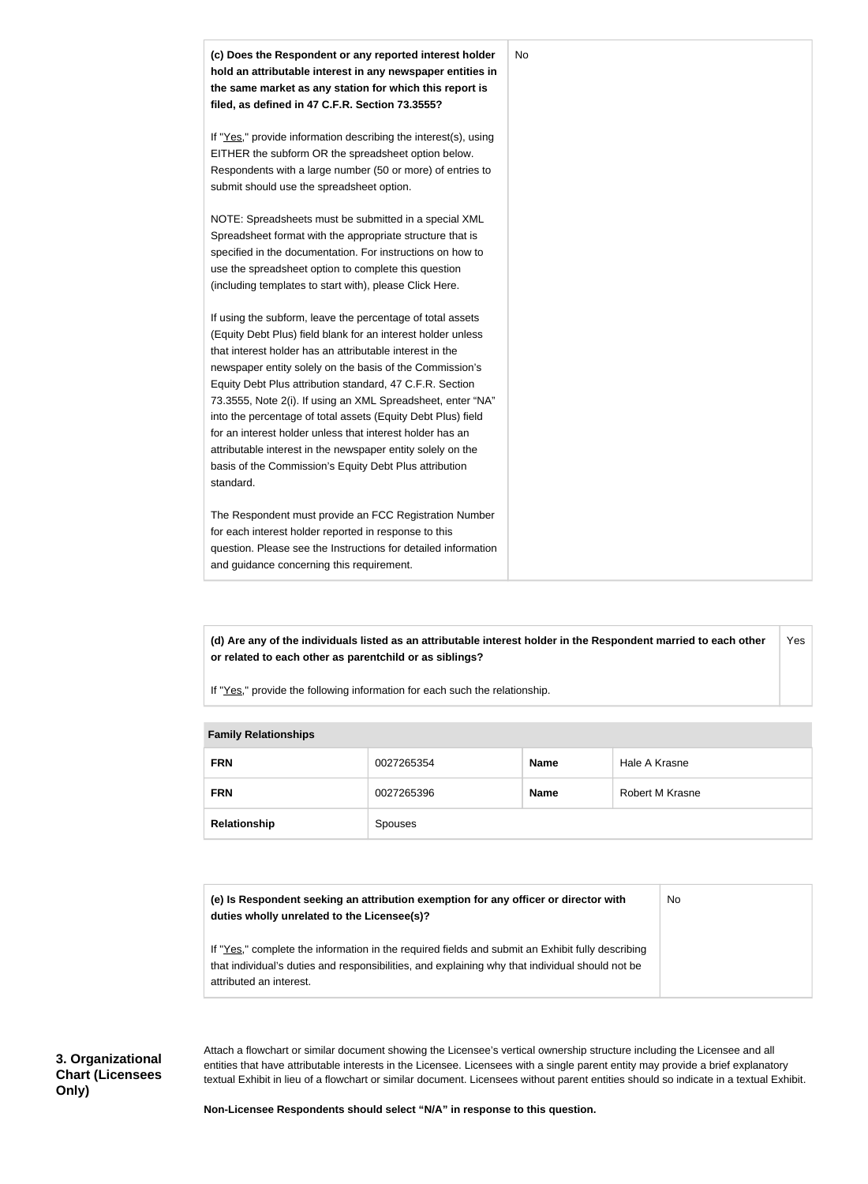| **(c) Does the Respondent or any reported interest holder hold an attributable interest in any newspaper entities in the same market as any station for which this report is filed, as defined in 47 C.F.R. Section 73.3555?**<br><br>If "Yes," provide information describing the interest(s), using EITHER the subform OR the spreadsheet option below. Respondents with a large number (50 or more) of entries to submit should use the spreadsheet option.<br><br>NOTE: Spreadsheets must be submitted in a special XML Spreadsheet format with the appropriate structure that is specified in the documentation. For instructions on how to use the spreadsheet option to complete this question (including templates to start with), please Click Here.<br><br>If using the subform, leave the percentage of total assets (Equity Debt Plus) field blank for an interest holder unless that interest holder has an attributable interest in the newspaper entity solely on the basis of the Commission's Equity Debt Plus attribution standard, 47 C.F.R. Section 73.3555, Note 2(i). If using an XML Spreadsheet, enter "NA" into the percentage of total assets (Equity Debt Plus) field for an interest holder unless that interest holder has an attributable interest in the newspaper entity solely on the basis of the Commission's Equity Debt Plus attribution standard.<br><br>The Respondent must provide an FCC Registration Number for each interest holder reported in response to this question. Please see the Instructions for detailed information and guidance concerning this requirement. | No |
|---|---|

| **(d) Are any of the individuals listed as an attributable interest holder in the Respondent married to each other or related to each other as parentchild or as siblings?**<br><br>If "Yes," provide the following information for each such the relationship. | Yes |
|---|---|

| **Family Relationships** | | | |
|---|---|---|---|
| **FRN** | 0027265354 | **Name** | Hale A Krasne |
| **FRN** | 0027265396 | **Name** | Robert M Krasne |
| **Relationship** | Spouses | | |

| **(e) Is Respondent seeking an attribution exemption for any officer or director with duties wholly unrelated to the Licensee(s)?**<br><br>If "Yes," complete the information in the required fields and submit an Exhibit fully describing that individual's duties and responsibilities, and explaining why that individual should not be attributed an interest. | No |
|---|---|

**3. Organizational Chart (Licensees Only)**

Attach a flowchart or similar document showing the Licensee's vertical ownership structure including the Licensee and all entities that have attributable interests in the Licensee. Licensees with a single parent entity may provide a brief explanatory textual Exhibit in lieu of a flowchart or similar document. Licensees without parent entities should so indicate in a textual Exhibit.

**Non-Licensee Respondents should select "N/A" in response to this question.**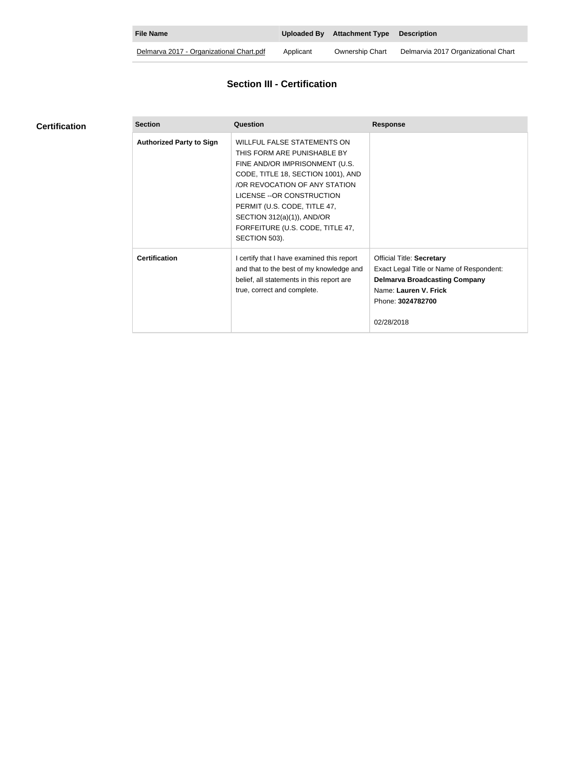| File Name | Uploaded By | Attachment Type | Description |
|---|---|---|---|
| Delmarva 2017 - Organizational Chart.pdf | Applicant | Ownership Chart | Delmarvia 2017 Organizational Chart |

## Section III - Certification

**Certification**

| Section | Question | Response |
|---|---|---|
| **Authorized Party to Sign** | WILLFUL FALSE STATEMENTS ON THIS FORM ARE PUNISHABLE BY FINE AND/OR IMPRISONMENT (U.S. CODE, TITLE 18, SECTION 1001), AND /OR REVOCATION OF ANY STATION LICENSE --OR CONSTRUCTION PERMIT (U.S. CODE, TITLE 47, SECTION 312(a)(1)), AND/OR FORFEITURE (U.S. CODE, TITLE 47, SECTION 503). | |
| **Certification** | I certify that I have examined this report and that to the best of my knowledge and belief, all statements in this report are true, correct and complete. | Official Title: **Secretary**<br>Exact Legal Title or Name of Respondent: **Delmarva Broadcasting Company**<br>Name: **Lauren V. Frick**<br>Phone: **3024782700**<br><br>02/28/2018 |